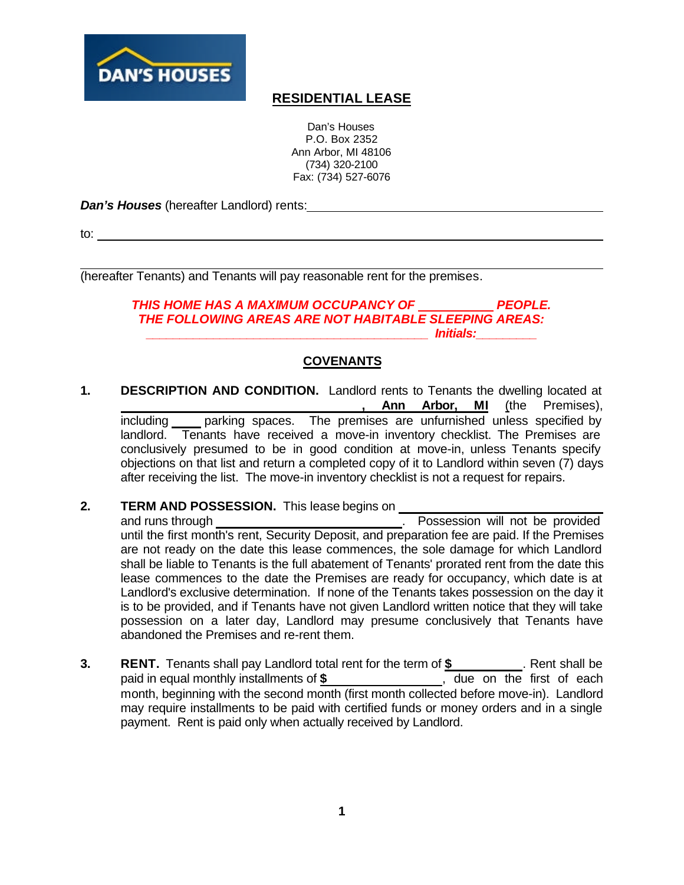DAN'S HOUSES

# RESIDENTIAL LEASE

Dan's Houses
P.O. Box 2352
Ann Arbor, MI 48106
(734) 320-2100
Fax: (734) 527-6076

***Dan's Houses*** (hereafter Landlord) rents:\_\_\_\_\_\_\_\_\_\_\_\_\_\_\_\_\_\_\_\_\_\_\_\_\_\_\_\_\_\_\_\_\_\_\_\_\_\_\_\_\_\_\_\_\_\_\_\_\_\_\_\_

to: \_\_\_\_\_\_\_\_\_\_\_\_\_\_\_\_\_\_\_\_\_\_\_\_\_\_\_\_\_\_\_\_\_\_\_\_\_\_\_\_\_\_\_\_\_\_\_\_\_\_\_\_\_\_\_\_\_\_\_\_\_\_\_\_\_\_\_\_\_\_\_\_\_\_\_\_\_\_\_\_

\_\_\_\_\_\_\_\_\_\_\_\_\_\_\_\_\_\_\_\_\_\_\_\_\_\_\_\_\_\_\_\_\_\_\_\_\_\_\_\_\_\_\_\_\_\_\_\_\_\_\_\_\_\_\_\_\_\_\_\_\_\_\_\_\_\_\_\_\_\_\_\_\_\_\_\_\_\_\_\_\_\_\_\_\_\_

(hereafter Tenants) and Tenants will pay reasonable rent for the premises.

***THIS HOME HAS A MAXIMUM OCCUPANCY OF \_\_\_\_\_\_\_\_\_\_ PEOPLE.***
***THE FOLLOWING AREAS ARE NOT HABITABLE SLEEPING AREAS:***
***\_\_\_\_\_\_\_\_\_\_\_\_\_\_\_\_\_\_\_\_\_\_\_\_\_\_\_\_\_\_\_\_\_\_\_\_\_\_\_\_\_\_\_\_ Initials:\_\_\_\_\_\_\_\_\_***

## COVENANTS

1. **DESCRIPTION AND CONDITION.** Landlord rents to Tenants the dwelling located at \_\_\_\_\_\_\_\_\_\_\_\_\_\_\_\_\_\_\_\_\_\_\_\_\_\_\_\_\_\_\_\_\_\_\_\_\_\_\_**, Ann Arbor, MI** (the Premises), including \_\_\_\_ parking spaces. The premises are unfurnished unless specified by landlord. Tenants have received a move-in inventory checklist. The Premises are conclusively presumed to be in good condition at move-in, unless Tenants specify objections on that list and return a completed copy of it to Landlord within seven (7) days after receiving the list. The move-in inventory checklist is not a request for repairs.

2. **TERM AND POSSESSION.** This lease begins on \_\_\_\_\_\_\_\_\_\_\_\_\_\_\_\_\_\_\_\_\_\_\_\_\_\_\_\_\_ and runs through \_\_\_\_\_\_\_\_\_\_\_\_\_\_\_\_\_\_\_\_\_\_\_\_\_\_\_\_\_. Possession will not be provided until the first month's rent, Security Deposit, and preparation fee are paid. If the Premises are not ready on the date this lease commences, the sole damage for which Landlord shall be liable to Tenants is the full abatement of Tenants' prorated rent from the date this lease commences to the date the Premises are ready for occupancy, which date is at Landlord's exclusive determination. If none of the Tenants takes possession on the day it is to be provided, and if Tenants have not given Landlord written notice that they will take possession on a later day, Landlord may presume conclusively that Tenants have abandoned the Premises and re-rent them.

3. **RENT.** Tenants shall pay Landlord total rent for the term of **$**\_\_\_\_\_\_\_\_\_\_\_. Rent shall be paid in equal monthly installments of **$**\_\_\_\_\_\_\_\_\_\_\_\_\_\_\_\_\_\_\_, due on the first of each month, beginning with the second month (first month collected before move-in). Landlord may require installments to be paid with certified funds or money orders and in a single payment. Rent is paid only when actually received by Landlord.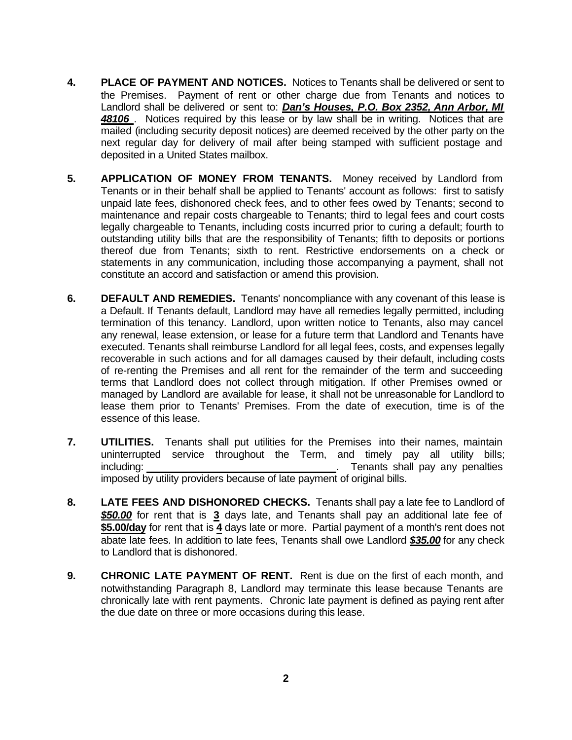**4. PLACE OF PAYMENT AND NOTICES.** Notices to Tenants shall be delivered or sent to the Premises. Payment of rent or other charge due from Tenants and notices to Landlord shall be delivered or sent to: ***Dan's Houses, P.O. Box 2352, Ann Arbor, MI 48106***. Notices required by this lease or by law shall be in writing. Notices that are mailed (including security deposit notices) are deemed received by the other party on the next regular day for delivery of mail after being stamped with sufficient postage and deposited in a United States mailbox.

**5. APPLICATION OF MONEY FROM TENANTS.** Money received by Landlord from Tenants or in their behalf shall be applied to Tenants' account as follows: first to satisfy unpaid late fees, dishonored check fees, and to other fees owed by Tenants; second to maintenance and repair costs chargeable to Tenants; third to legal fees and court costs legally chargeable to Tenants, including costs incurred prior to curing a default; fourth to outstanding utility bills that are the responsibility of Tenants; fifth to deposits or portions thereof due from Tenants; sixth to rent. Restrictive endorsements on a check or statements in any communication, including those accompanying a payment, shall not constitute an accord and satisfaction or amend this provision.

**6. DEFAULT AND REMEDIES.** Tenants' noncompliance with any covenant of this lease is a Default. If Tenants default, Landlord may have all remedies legally permitted, including termination of this tenancy. Landlord, upon written notice to Tenants, also may cancel any renewal, lease extension, or lease for a future term that Landlord and Tenants have executed. Tenants shall reimburse Landlord for all legal fees, costs, and expenses legally recoverable in such actions and for all damages caused by their default, including costs of re-renting the Premises and all rent for the remainder of the term and succeeding terms that Landlord does not collect through mitigation. If other Premises owned or managed by Landlord are available for lease, it shall not be unreasonable for Landlord to lease them prior to Tenants' Premises. From the date of execution, time is of the essence of this lease.

**7. UTILITIES.** Tenants shall put utilities for the Premises into their names, maintain uninterrupted service throughout the Term, and timely pay all utility bills; including: ________________________________. Tenants shall pay any penalties imposed by utility providers because of late payment of original bills.

**8. LATE FEES AND DISHONORED CHECKS.** Tenants shall pay a late fee to Landlord of ***$50.00*** for rent that is **3** days late, and Tenants shall pay an additional late fee of **$5.00/day** for rent that is **4** days late or more. Partial payment of a month's rent does not abate late fees. In addition to late fees, Tenants shall owe Landlord ***$35.00*** for any check to Landlord that is dishonored.

**9. CHRONIC LATE PAYMENT OF RENT.** Rent is due on the first of each month, and notwithstanding Paragraph 8, Landlord may terminate this lease because Tenants are chronically late with rent payments. Chronic late payment is defined as paying rent after the due date on three or more occasions during this lease.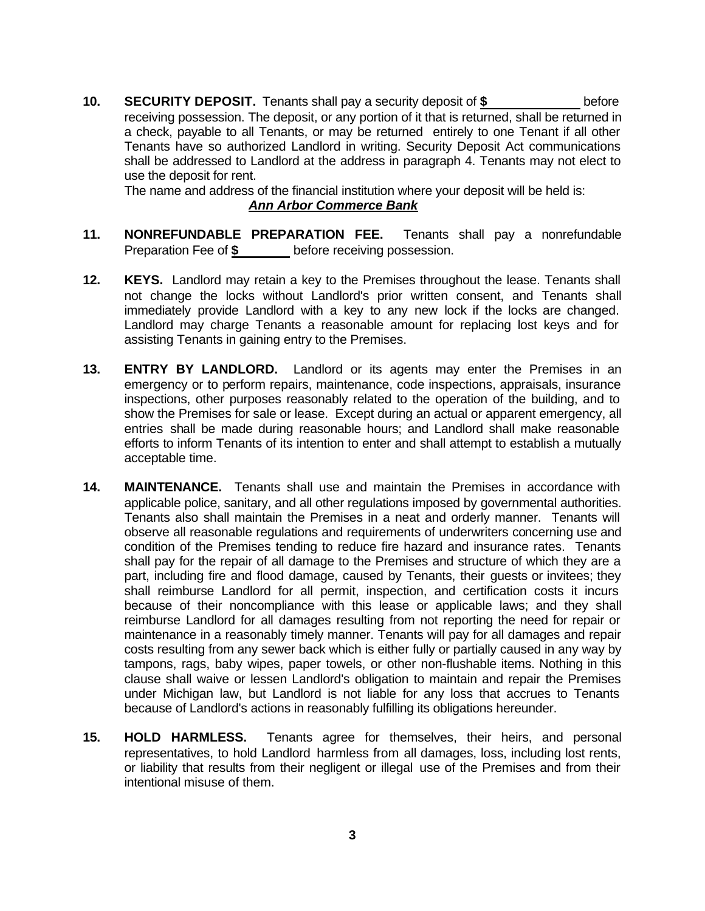**10. SECURITY DEPOSIT.** Tenants shall pay a security deposit of **$\_\_\_\_\_\_\_\_\_\_\_\_** before receiving possession. The deposit, or any portion of it that is returned, shall be returned in a check, payable to all Tenants, or may be returned entirely to one Tenant if all other Tenants have so authorized Landlord in writing. Security Deposit Act communications shall be addressed to Landlord at the address in paragraph 4. Tenants may not elect to use the deposit for rent.

The name and address of the financial institution where your deposit will be held is:

***Ann Arbor Commerce Bank***

**11. NONREFUNDABLE PREPARATION FEE.** Tenants shall pay a nonrefundable Preparation Fee of **$\_\_\_\_\_\_\_\_** before receiving possession.

**12. KEYS.** Landlord may retain a key to the Premises throughout the lease. Tenants shall not change the locks without Landlord's prior written consent, and Tenants shall immediately provide Landlord with a key to any new lock if the locks are changed. Landlord may charge Tenants a reasonable amount for replacing lost keys and for assisting Tenants in gaining entry to the Premises.

**13. ENTRY BY LANDLORD.** Landlord or its agents may enter the Premises in an emergency or to perform repairs, maintenance, code inspections, appraisals, insurance inspections, other purposes reasonably related to the operation of the building, and to show the Premises for sale or lease. Except during an actual or apparent emergency, all entries shall be made during reasonable hours; and Landlord shall make reasonable efforts to inform Tenants of its intention to enter and shall attempt to establish a mutually acceptable time.

**14. MAINTENANCE.** Tenants shall use and maintain the Premises in accordance with applicable police, sanitary, and all other regulations imposed by governmental authorities. Tenants also shall maintain the Premises in a neat and orderly manner. Tenants will observe all reasonable regulations and requirements of underwriters concerning use and condition of the Premises tending to reduce fire hazard and insurance rates. Tenants shall pay for the repair of all damage to the Premises and structure of which they are a part, including fire and flood damage, caused by Tenants, their guests or invitees; they shall reimburse Landlord for all permit, inspection, and certification costs it incurs because of their noncompliance with this lease or applicable laws; and they shall reimburse Landlord for all damages resulting from not reporting the need for repair or maintenance in a reasonably timely manner. Tenants will pay for all damages and repair costs resulting from any sewer back which is either fully or partially caused in any way by tampons, rags, baby wipes, paper towels, or other non-flushable items. Nothing in this clause shall waive or lessen Landlord's obligation to maintain and repair the Premises under Michigan law, but Landlord is not liable for any loss that accrues to Tenants because of Landlord's actions in reasonably fulfilling its obligations hereunder.

**15. HOLD HARMLESS.** Tenants agree for themselves, their heirs, and personal representatives, to hold Landlord harmless from all damages, loss, including lost rents, or liability that results from their negligent or illegal use of the Premises and from their intentional misuse of them.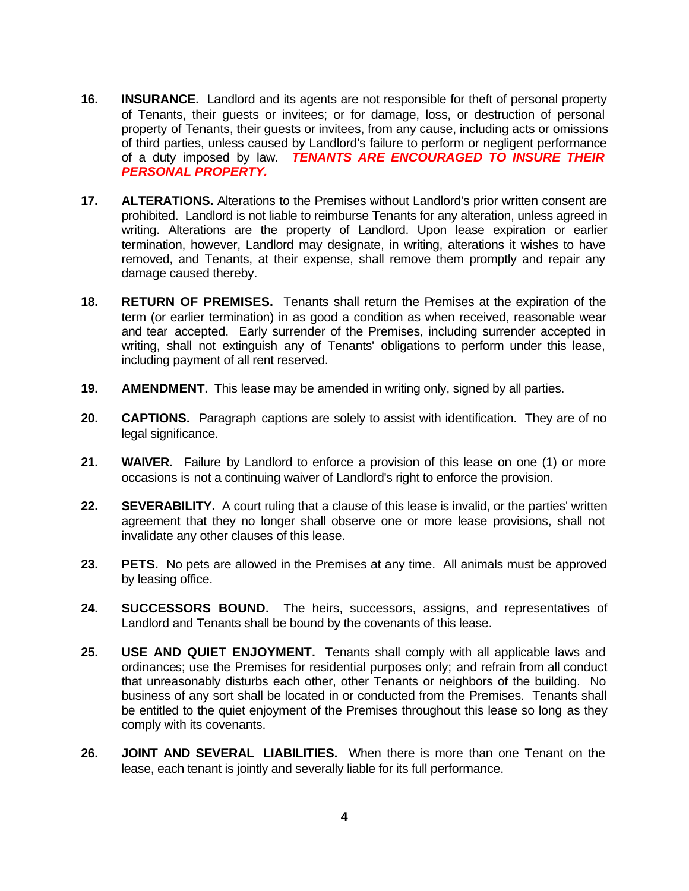**16. INSURANCE.** Landlord and its agents are not responsible for theft of personal property of Tenants, their guests or invitees; or for damage, loss, or destruction of personal property of Tenants, their guests or invitees, from any cause, including acts or omissions of third parties, unless caused by Landlord's failure to perform or negligent performance of a duty imposed by law. ***TENANTS ARE ENCOURAGED TO INSURE THEIR PERSONAL PROPERTY.***

**17. ALTERATIONS.** Alterations to the Premises without Landlord's prior written consent are prohibited. Landlord is not liable to reimburse Tenants for any alteration, unless agreed in writing. Alterations are the property of Landlord. Upon lease expiration or earlier termination, however, Landlord may designate, in writing, alterations it wishes to have removed, and Tenants, at their expense, shall remove them promptly and repair any damage caused thereby.

**18. RETURN OF PREMISES.** Tenants shall return the Premises at the expiration of the term (or earlier termination) in as good a condition as when received, reasonable wear and tear accepted. Early surrender of the Premises, including surrender accepted in writing, shall not extinguish any of Tenants' obligations to perform under this lease, including payment of all rent reserved.

**19. AMENDMENT.** This lease may be amended in writing only, signed by all parties.

**20. CAPTIONS.** Paragraph captions are solely to assist with identification. They are of no legal significance.

**21. WAIVER.** Failure by Landlord to enforce a provision of this lease on one (1) or more occasions is not a continuing waiver of Landlord's right to enforce the provision.

**22. SEVERABILITY.** A court ruling that a clause of this lease is invalid, or the parties' written agreement that they no longer shall observe one or more lease provisions, shall not invalidate any other clauses of this lease.

**23. PETS.** No pets are allowed in the Premises at any time. All animals must be approved by leasing office.

**24. SUCCESSORS BOUND.** The heirs, successors, assigns, and representatives of Landlord and Tenants shall be bound by the covenants of this lease.

**25. USE AND QUIET ENJOYMENT.** Tenants shall comply with all applicable laws and ordinances; use the Premises for residential purposes only; and refrain from all conduct that unreasonably disturbs each other, other Tenants or neighbors of the building. No business of any sort shall be located in or conducted from the Premises. Tenants shall be entitled to the quiet enjoyment of the Premises throughout this lease so long as they comply with its covenants.

**26. JOINT AND SEVERAL LIABILITIES.** When there is more than one Tenant on the lease, each tenant is jointly and severally liable for its full performance.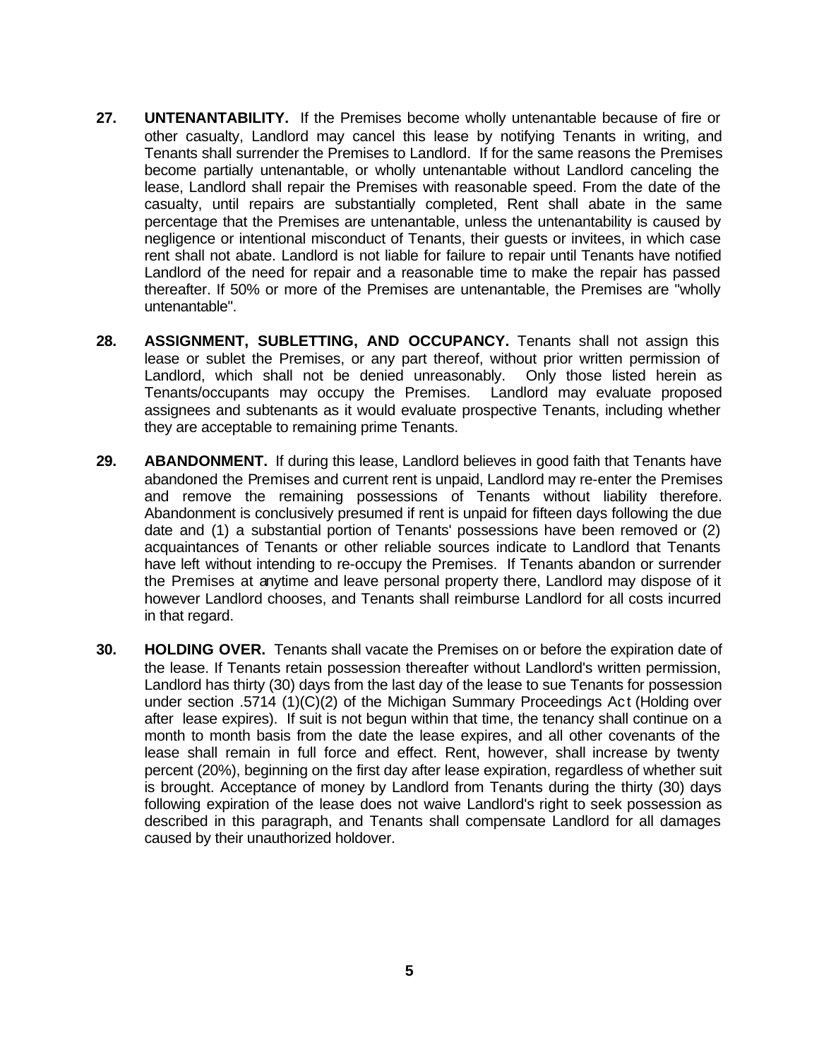**27. UNTENANTABILITY.** If the Premises become wholly untenantable because of fire or other casualty, Landlord may cancel this lease by notifying Tenants in writing, and Tenants shall surrender the Premises to Landlord. If for the same reasons the Premises become partially untenantable, or wholly untenantable without Landlord canceling the lease, Landlord shall repair the Premises with reasonable speed. From the date of the casualty, until repairs are substantially completed, Rent shall abate in the same percentage that the Premises are untenantable, unless the untenantability is caused by negligence or intentional misconduct of Tenants, their guests or invitees, in which case rent shall not abate. Landlord is not liable for failure to repair until Tenants have notified Landlord of the need for repair and a reasonable time to make the repair has passed thereafter. If 50% or more of the Premises are untenantable, the Premises are "wholly untenantable".

**28. ASSIGNMENT, SUBLETTING, AND OCCUPANCY.** Tenants shall not assign this lease or sublet the Premises, or any part thereof, without prior written permission of Landlord, which shall not be denied unreasonably. Only those listed herein as Tenants/occupants may occupy the Premises. Landlord may evaluate proposed assignees and subtenants as it would evaluate prospective Tenants, including whether they are acceptable to remaining prime Tenants.

**29. ABANDONMENT.** If during this lease, Landlord believes in good faith that Tenants have abandoned the Premises and current rent is unpaid, Landlord may re-enter the Premises and remove the remaining possessions of Tenants without liability therefore. Abandonment is conclusively presumed if rent is unpaid for fifteen days following the due date and (1) a substantial portion of Tenants' possessions have been removed or (2) acquaintances of Tenants or other reliable sources indicate to Landlord that Tenants have left without intending to re-occupy the Premises. If Tenants abandon or surrender the Premises at anytime and leave personal property there, Landlord may dispose of it however Landlord chooses, and Tenants shall reimburse Landlord for all costs incurred in that regard.

**30. HOLDING OVER.** Tenants shall vacate the Premises on or before the expiration date of the lease. If Tenants retain possession thereafter without Landlord's written permission, Landlord has thirty (30) days from the last day of the lease to sue Tenants for possession under section .5714 (1)(C)(2) of the Michigan Summary Proceedings Act (Holding over after lease expires). If suit is not begun within that time, the tenancy shall continue on a month to month basis from the date the lease expires, and all other covenants of the lease shall remain in full force and effect. Rent, however, shall increase by twenty percent (20%), beginning on the first day after lease expiration, regardless of whether suit is brought. Acceptance of money by Landlord from Tenants during the thirty (30) days following expiration of the lease does not waive Landlord's right to seek possession as described in this paragraph, and Tenants shall compensate Landlord for all damages caused by their unauthorized holdover.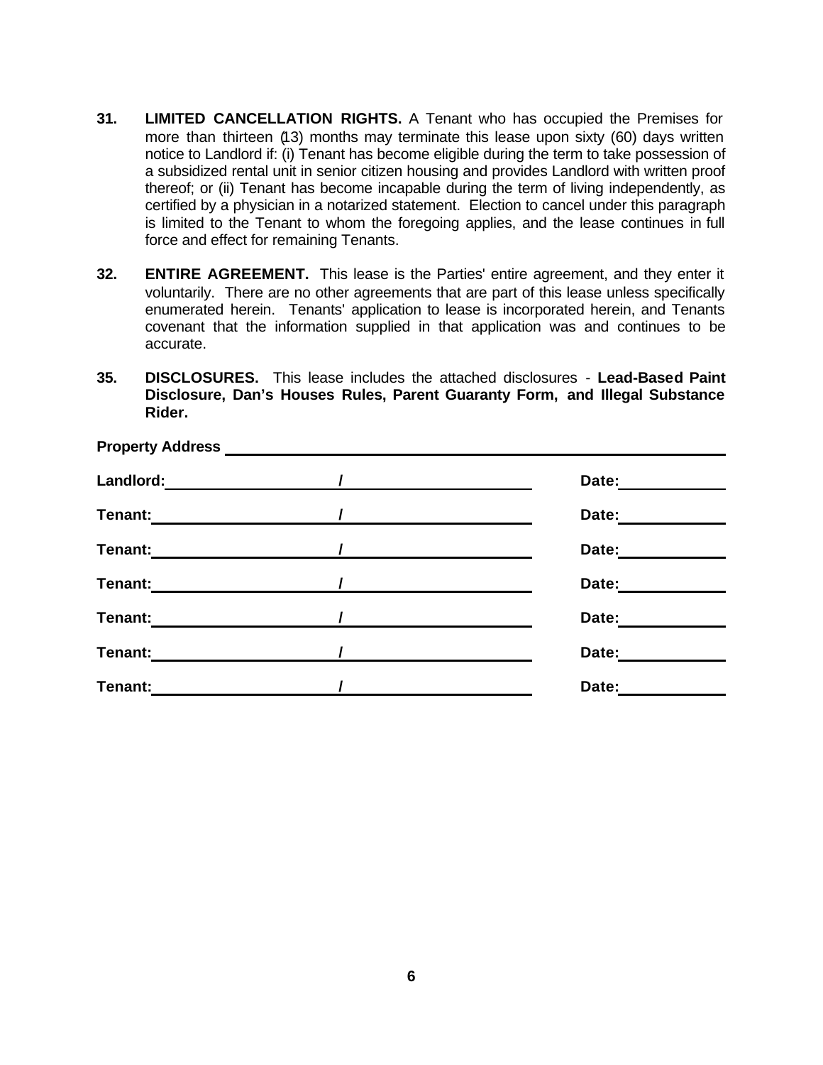**31. LIMITED CANCELLATION RIGHTS.** A Tenant who has occupied the Premises for more than thirteen (13) months may terminate this lease upon sixty (60) days written notice to Landlord if: (i) Tenant has become eligible during the term to take possession of a subsidized rental unit in senior citizen housing and provides Landlord with written proof thereof; or (ii) Tenant has become incapable during the term of living independently, as certified by a physician in a notarized statement. Election to cancel under this paragraph is limited to the Tenant to whom the foregoing applies, and the lease continues in full force and effect for remaining Tenants.

**32. ENTIRE AGREEMENT.** This lease is the Parties' entire agreement, and they enter it voluntarily. There are no other agreements that are part of this lease unless specifically enumerated herein. Tenants' application to lease is incorporated herein, and Tenants covenant that the information supplied in that application was and continues to be accurate.

**35. DISCLOSURES.** This lease includes the attached disclosures - **Lead-Based Paint Disclosure, Dan's Houses Rules, Parent Guaranty Form, and Illegal Substance Rider.**

**Property Address** ______________________________________________

**Landlord:** ____________________ / ____________________ **Date:** ____________

**Tenant:** ____________________ / ____________________ **Date:** ____________

**Tenant:** ____________________ / ____________________ **Date:** ____________

**Tenant:** ____________________ / ____________________ **Date:** ____________

**Tenant:** ____________________ / ____________________ **Date:** ____________

**Tenant:** ____________________ / ____________________ **Date:** ____________

**Tenant:** ____________________ / ____________________ **Date:** ____________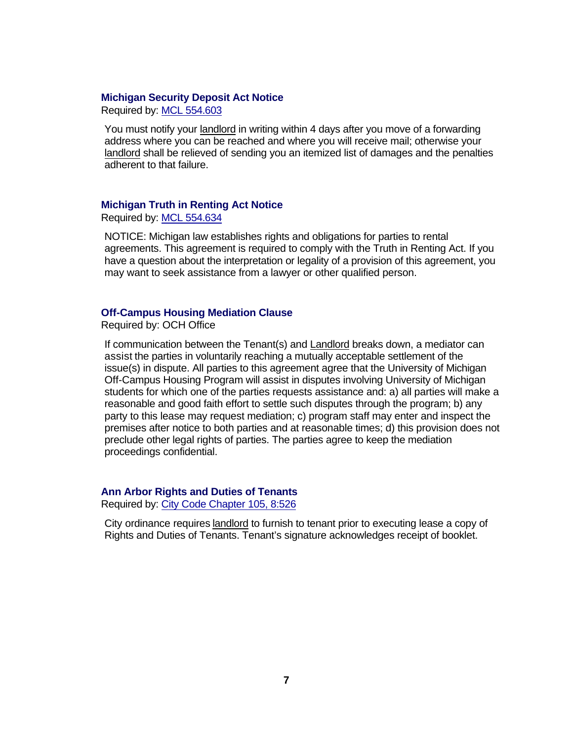### Michigan Security Deposit Act Notice

Required by: MCL 554.603

You must notify your landlord in writing within 4 days after you move of a forwarding address where you can be reached and where you will receive mail; otherwise your landlord shall be relieved of sending you an itemized list of damages and the penalties adherent to that failure.

### Michigan Truth in Renting Act Notice

Required by: MCL 554.634

NOTICE: Michigan law establishes rights and obligations for parties to rental agreements. This agreement is required to comply with the Truth in Renting Act. If you have a question about the interpretation or legality of a provision of this agreement, you may want to seek assistance from a lawyer or other qualified person.

### Off-Campus Housing Mediation Clause

Required by: OCH Office

If communication between the Tenant(s) and Landlord breaks down, a mediator can assist the parties in voluntarily reaching a mutually acceptable settlement of the issue(s) in dispute. All parties to this agreement agree that the University of Michigan Off-Campus Housing Program will assist in disputes involving University of Michigan students for which one of the parties requests assistance and: a) all parties will make a reasonable and good faith effort to settle such disputes through the program; b) any party to this lease may request mediation; c) program staff may enter and inspect the premises after notice to both parties and at reasonable times; d) this provision does not preclude other legal rights of parties. The parties agree to keep the mediation proceedings confidential.

### Ann Arbor Rights and Duties of Tenants

Required by: City Code Chapter 105, 8:526

City ordinance requires landlord to furnish to tenant prior to executing lease a copy of Rights and Duties of Tenants. Tenant's signature acknowledges receipt of booklet.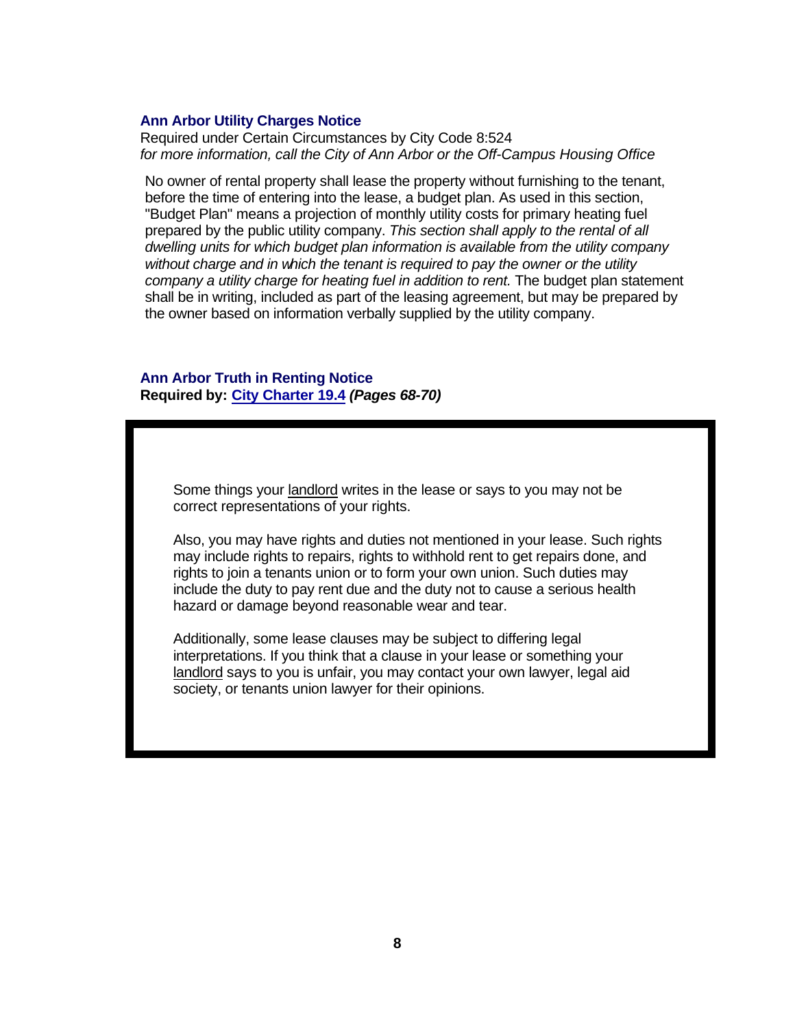### Ann Arbor Utility Charges Notice

Required under Certain Circumstances by City Code 8:524
*for more information, call the City of Ann Arbor or the Off-Campus Housing Office*

No owner of rental property shall lease the property without furnishing to the tenant, before the time of entering into the lease, a budget plan. As used in this section, "Budget Plan" means a projection of monthly utility costs for primary heating fuel prepared by the public utility company. *This section shall apply to the rental of all dwelling units for which budget plan information is available from the utility company without charge and in which the tenant is required to pay the owner or the utility company a utility charge for heating fuel in addition to rent.* The budget plan statement shall be in writing, included as part of the leasing agreement, but may be prepared by the owner based on information verbally supplied by the utility company.

### Ann Arbor Truth in Renting Notice

**Required by: City Charter 19.4** ***(Pages 68-70)***

Some things your landlord writes in the lease or says to you may not be correct representations of your rights.

Also, you may have rights and duties not mentioned in your lease. Such rights may include rights to repairs, rights to withhold rent to get repairs done, and rights to join a tenants union or to form your own union. Such duties may include the duty to pay rent due and the duty not to cause a serious health hazard or damage beyond reasonable wear and tear.

Additionally, some lease clauses may be subject to differing legal interpretations. If you think that a clause in your lease or something your landlord says to you is unfair, you may contact your own lawyer, legal aid society, or tenants union lawyer for their opinions.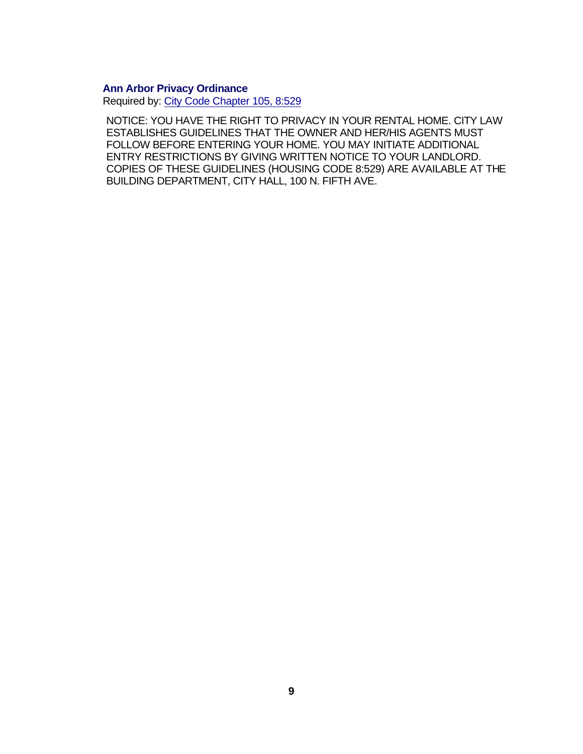### Ann Arbor Privacy Ordinance

Required by: City Code Chapter 105, 8:529

NOTICE: YOU HAVE THE RIGHT TO PRIVACY IN YOUR RENTAL HOME. CITY LAW ESTABLISHES GUIDELINES THAT THE OWNER AND HER/HIS AGENTS MUST FOLLOW BEFORE ENTERING YOUR HOME. YOU MAY INITIATE ADDITIONAL ENTRY RESTRICTIONS BY GIVING WRITTEN NOTICE TO YOUR LANDLORD. COPIES OF THESE GUIDELINES (HOUSING CODE 8:529) ARE AVAILABLE AT THE BUILDING DEPARTMENT, CITY HALL, 100 N. FIFTH AVE.